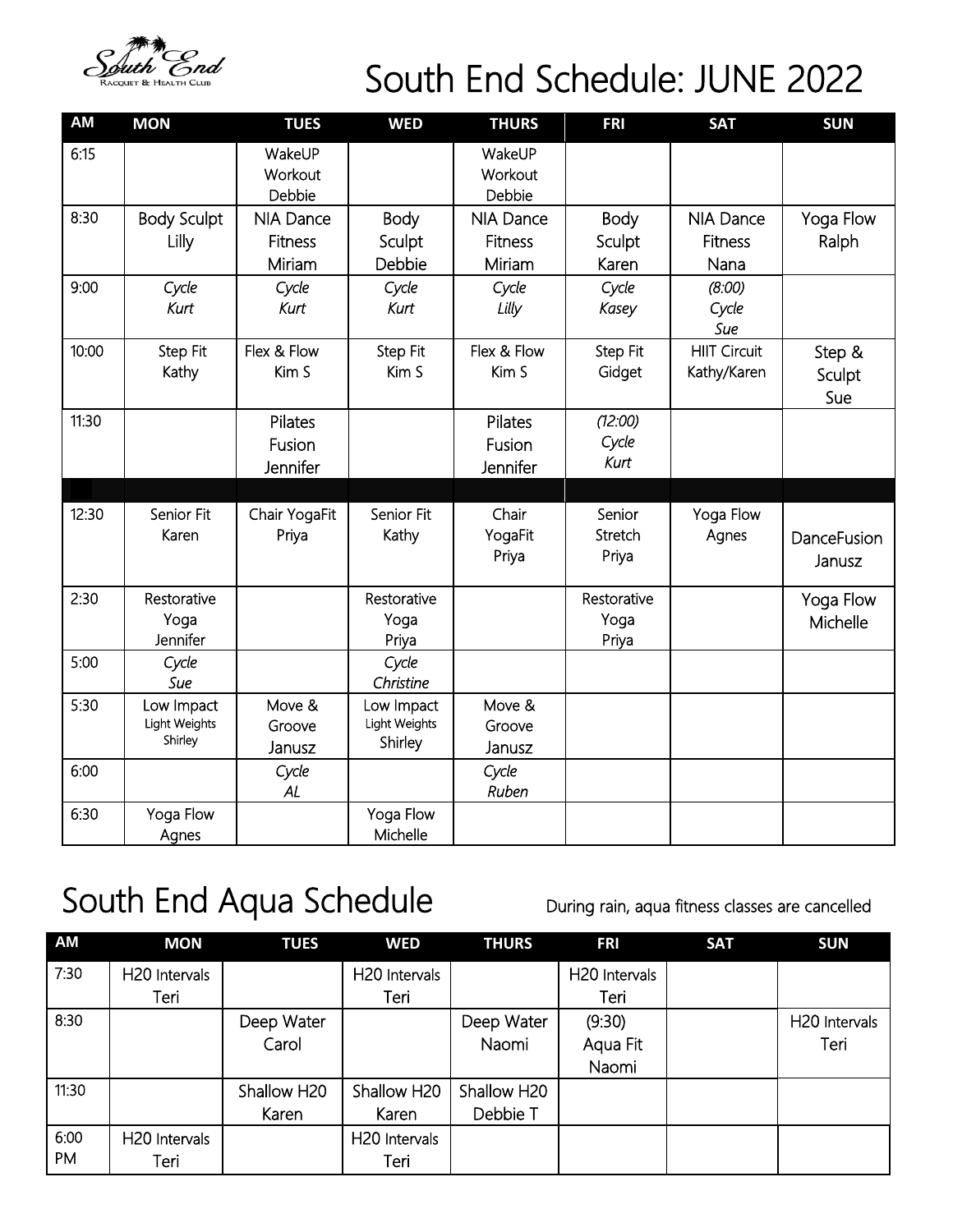South End Racquet & Health Club

# South End Schedule: JUNE 2022

| AM | MON | TUES | WED | THURS | FRI | SAT | SUN |
|---|---|---|---|---|---|---|---|
| 6:15 | | WakeUP Workout Debbie | | WakeUP Workout Debbie | | | |
| 8:30 | Body Sculpt Lilly | NIA Dance Fitness Miriam | Body Sculpt Debbie | NIA Dance Fitness Miriam | Body Sculpt Karen | NIA Dance Fitness Nana | Yoga Flow Ralph |
| 9:00 | *Cycle Kurt* | *Cycle Kurt* | *Cycle Kurt* | *Cycle Lilly* | *Cycle Kasey* | *(8:00) Cycle Sue* | |
| 10:00 | Step Fit Kathy | Flex & Flow Kim S | Step Fit Kim S | Flex & Flow Kim S | Step Fit Gidget | HIIT Circuit Kathy/Karen | Step & Sculpt Sue |
| 11:30 | | Pilates Fusion Jennifer | | Pilates Fusion Jennifer | *(12:00) Cycle Kurt* | | |
| | | | | | | | |
| 12:30 | Senior Fit Karen | Chair YogaFit Priya | Senior Fit Kathy | Chair YogaFit Priya | Senior Stretch Priya | Yoga Flow Agnes | DanceFusion Janusz |
| 2:30 | Restorative Yoga Jennifer | | Restorative Yoga Priya | | Restorative Yoga Priya | | Yoga Flow Michelle |
| 5:00 | *Cycle Sue* | | *Cycle Christine* | | | | |
| 5:30 | Low Impact Light Weights Shirley | Move & Groove Janusz | Low Impact Light Weights Shirley | Move & Groove Janusz | | | |
| 6:00 | | *Cycle AL* | | *Cycle Ruben* | | | |
| 6:30 | Yoga Flow Agnes | | Yoga Flow Michelle | | | | |

# South End Aqua Schedule

During rain, aqua fitness classes are cancelled

| AM | MON | TUES | WED | THURS | FRI | SAT | SUN |
|---|---|---|---|---|---|---|---|
| 7:30 | H20 Intervals Teri | | H20 Intervals Teri | | H20 Intervals Teri | | |
| 8:30 | | Deep Water Carol | | Deep Water Naomi | (9:30) Aqua Fit Naomi | | H20 Intervals Teri |
| 11:30 | | Shallow H20 Karen | Shallow H20 Karen | Shallow H20 Debbie T | | | |
| 6:00 PM | H20 Intervals Teri | | H20 Intervals Teri | | | | |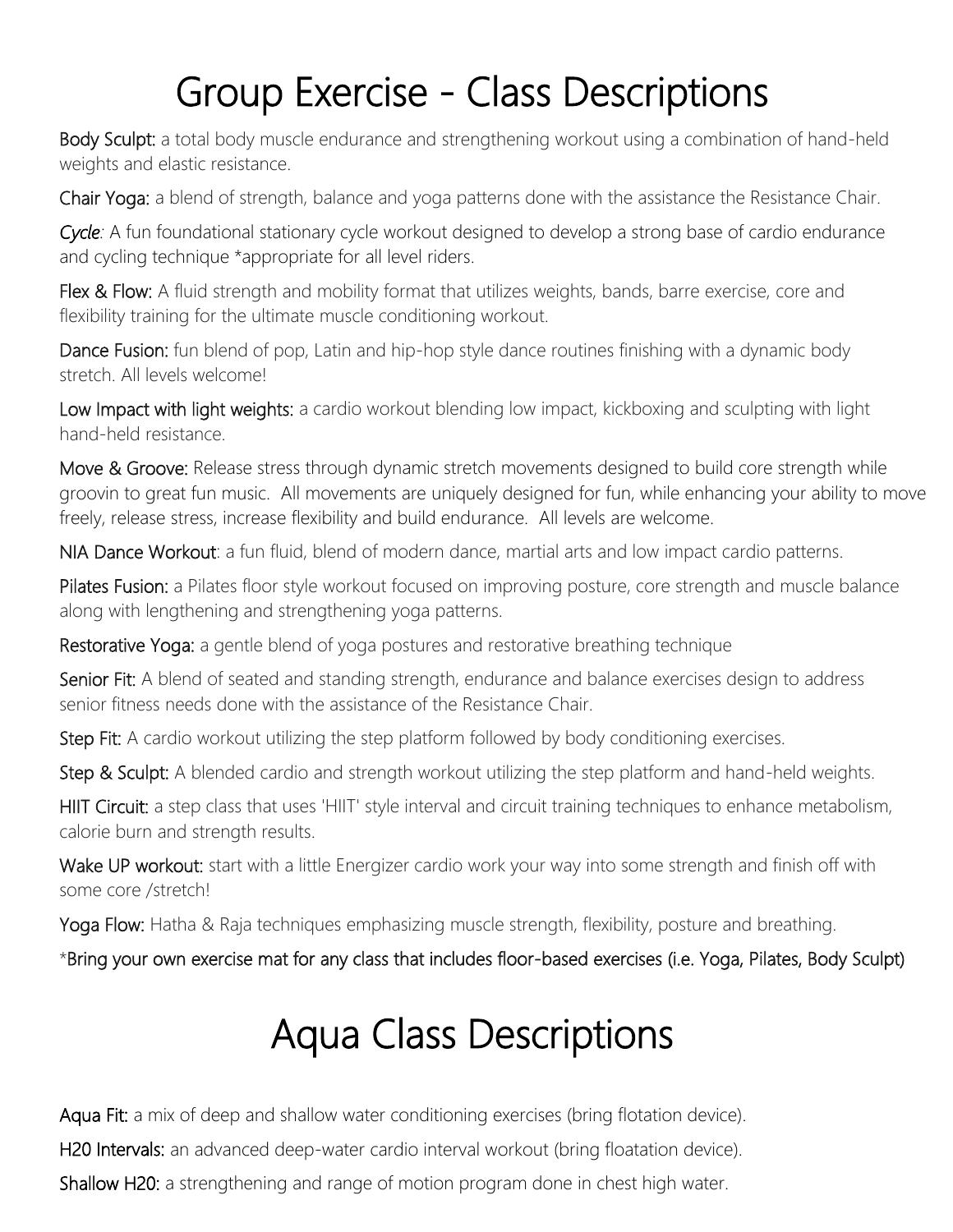# Group Exercise - Class Descriptions

**Body Sculpt:** a total body muscle endurance and strengthening workout using a combination of hand-held weights and elastic resistance.

**Chair Yoga:** a blend of strength, balance and yoga patterns done with the assistance the Resistance Chair.

***Cycle:*** A fun foundational stationary cycle workout designed to develop a strong base of cardio endurance and cycling technique *appropriate for all level riders.

**Flex & Flow:** A fluid strength and mobility format that utilizes weights, bands, barre exercise, core and flexibility training for the ultimate muscle conditioning workout.

**Dance Fusion:** fun blend of pop, Latin and hip-hop style dance routines finishing with a dynamic body stretch. All levels welcome!

**Low Impact with light weights:** a cardio workout blending low impact, kickboxing and sculpting with light hand-held resistance.

**Move & Groove:** Release stress through dynamic stretch movements designed to build core strength while groovin to great fun music. All movements are uniquely designed for fun, while enhancing your ability to move freely, release stress, increase flexibility and build endurance. All levels are welcome.

**NIA Dance Workout**: a fun fluid, blend of modern dance, martial arts and low impact cardio patterns.

**Pilates Fusion:** a Pilates floor style workout focused on improving posture, core strength and muscle balance along with lengthening and strengthening yoga patterns.

**Restorative Yoga:** a gentle blend of yoga postures and restorative breathing technique

**Senior Fit:** A blend of seated and standing strength, endurance and balance exercises design to address senior fitness needs done with the assistance of the Resistance Chair.

**Step Fit:** A cardio workout utilizing the step platform followed by body conditioning exercises.

**Step & Sculpt:** A blended cardio and strength workout utilizing the step platform and hand-held weights.

**HIIT Circuit:** a step class that uses 'HIIT' style interval and circuit training techniques to enhance metabolism, calorie burn and strength results.

**Wake UP workout:** start with a little Energizer cardio work your way into some strength and finish off with some core /stretch!

**Yoga Flow:** Hatha & Raja techniques emphasizing muscle strength, flexibility, posture and breathing.

*Bring your own exercise mat for any class that includes floor-based exercises (i.e. Yoga, Pilates, Body Sculpt)

# Aqua Class Descriptions

**Aqua Fit:** a mix of deep and shallow water conditioning exercises (bring flotation device).

**H20 Intervals:** an advanced deep-water cardio interval workout (bring floatation device).

**Shallow H20:** a strengthening and range of motion program done in chest high water.